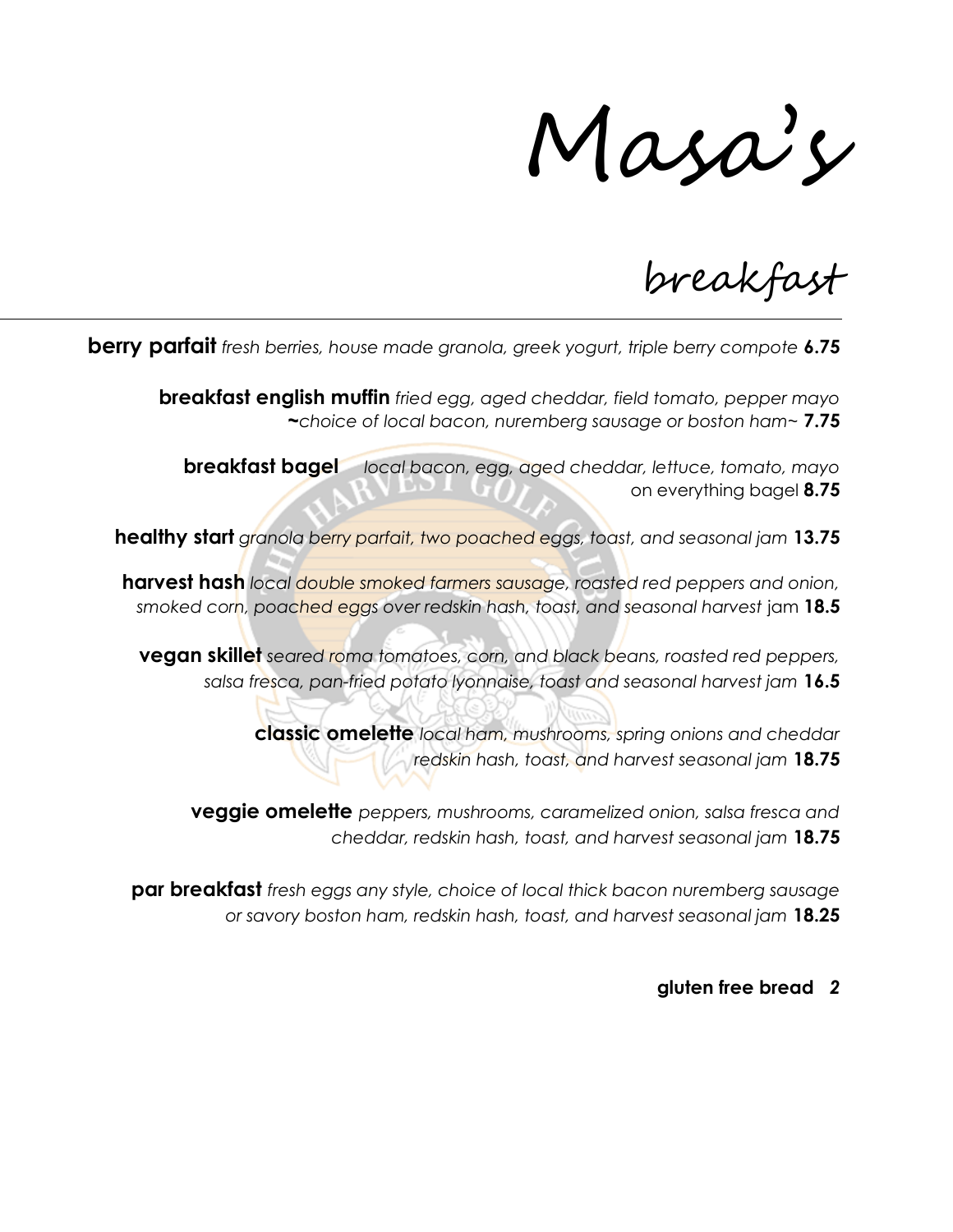# Masa's

## breakfast

**berry parfait** *fresh berries, house made granola, greek yogurt, triple berry compote* **6.75**

**breakfast english muffin** *fried egg, aged cheddar, field tomato, pepper mayo ~choice of local bacon, nuremberg sausage or boston ham~* **7.75**

**breakfast bagel** *local bacon, egg, aged cheddar, lettuce, tomato, mayo* on everything bagel **8.75**

**healthy start** *granola berry parfait, two poached eggs, toast, and seasonal jam* **13.75**

**harvest hash** *local double smoked farmers sausage, roasted red peppers and onion, smoked corn, poached eggs over redskin hash, toast, and seasonal harvest* jam **18.5**

**vegan skillet** *seared roma tomatoes, corn, and black beans, roasted red peppers, salsa fresca, pan-fried potato lyonnaise, toast and seasonal harvest jam* **16.5**

**classic omelette** *local ham, mushrooms, spring onions and cheddar redskin hash, toast, and harvest seasonal jam* **18.75**

**veggie omelette** *peppers, mushrooms, caramelized onion, salsa fresca and cheddar, redskin hash, toast, and harvest seasonal jam* **18.75**

**par breakfast** *fresh eggs any style, choice of local thick bacon nuremberg sausage or savory boston ham, redskin hash, toast, and harvest seasonal jam* **18.25**

**gluten free bread** ***2***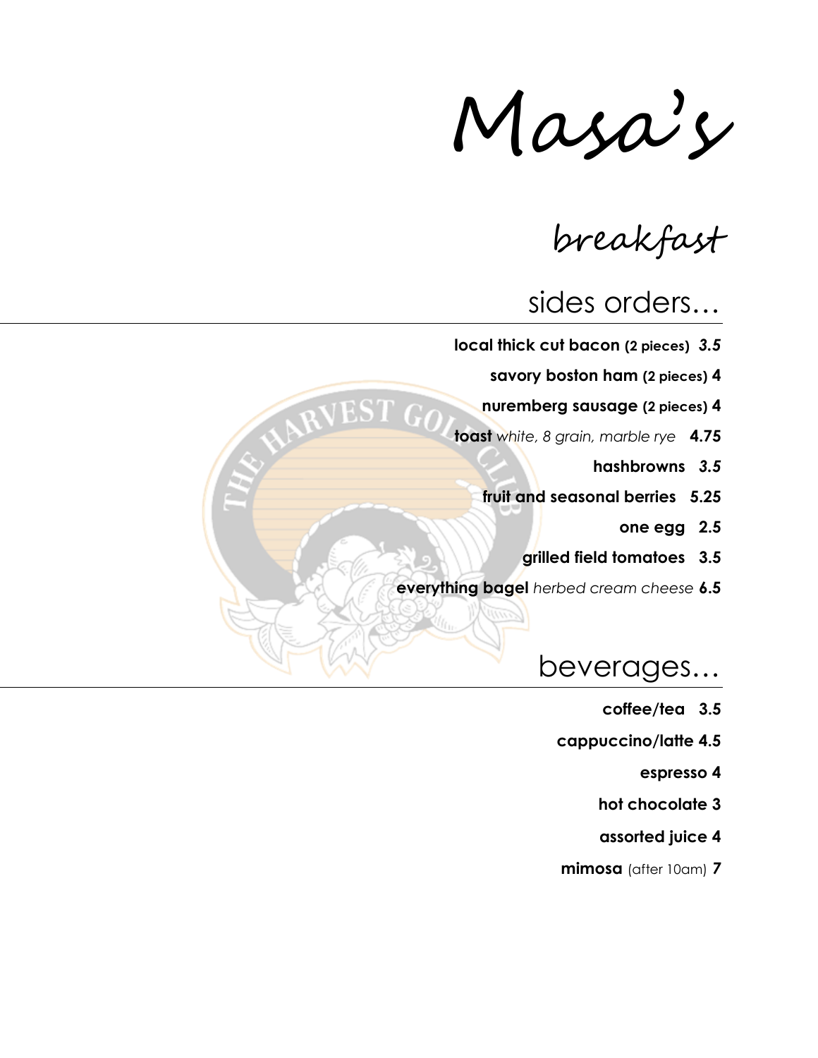# Masa's

## breakfast

### sides orders…

**local thick cut bacon (2 pieces)** ***3.5***

**savory boston ham (2 pieces) 4**

**nuremberg sausage (2 pieces) 4**

**toast** *white, 8 grain, marble rye* **4.75**

**hashbrowns** ***3.5***

**fruit and seasonal berries 5.25**

**one egg 2.5**

**grilled field tomatoes 3.5**

**everything bagel** *herbed cream cheese* **6.5**

### beverages…

**coffee/tea 3.5**

**cappuccino/latte 4.5**

**espresso 4**

**hot chocolate 3**

**assorted juice 4**

**mimosa** (after 10am) ***7***